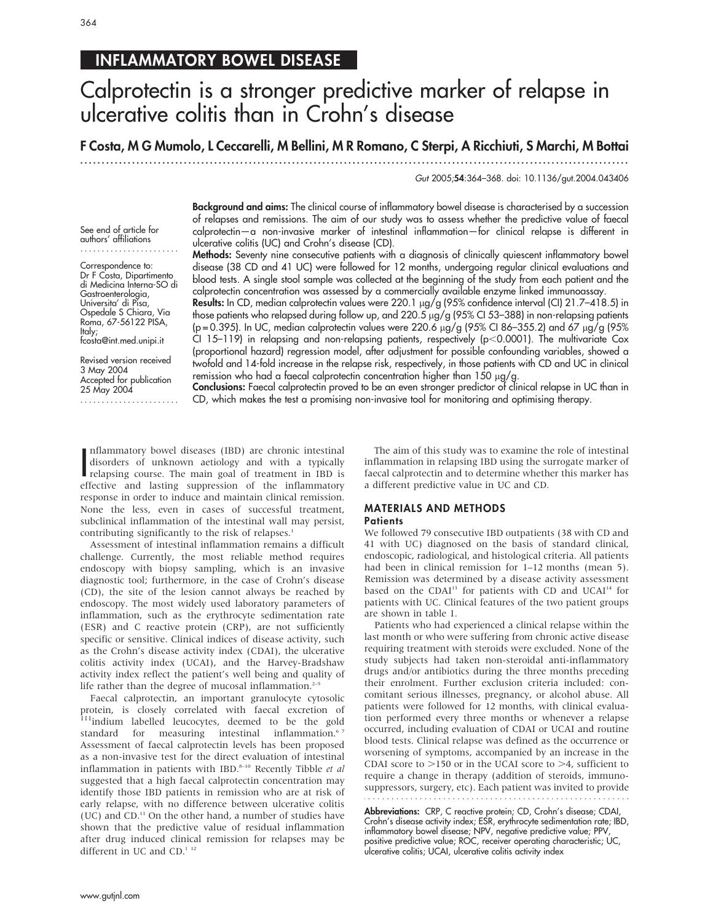INFLAMMATORY BOWEL DISEASE

# Calprotectin is a stronger predictive marker of relapse in ulcerative colitis than in Crohn's disease

**F Costa, M G Mumolo, L Ceccarelli, M Bellini, M R Romano, C Sterpi, A Ricchiuti, S Marchi, M Bottai**

*Gut* 2005;**54**:364–368. doi: 10.1136/gut.2004.043406

See end of article for authors' affiliations

Correspondence to: Dr F Costa, Dipartimento di Medicina Interna-SO di Gastroenterologia, Universita' di Pisa, Ospedale S Chiara, Via Roma, 67-56122 PISA, Italy; fcosta@int.med.unipi.it

Revised version received 3 May 2004
Accepted for publication 25 May 2004

**Background and aims:** The clinical course of inflammatory bowel disease is characterised by a succession of relapses and remissions. The aim of our study was to assess whether the predictive value of faecal calprotectin—a non-invasive marker of intestinal inflammation—for clinical relapse is different in ulcerative colitis (UC) and Crohn's disease (CD).

**Methods:** Seventy nine consecutive patients with a diagnosis of clinically quiescent inflammatory bowel disease (38 CD and 41 UC) were followed for 12 months, undergoing regular clinical evaluations and blood tests. A single stool sample was collected at the beginning of the study from each patient and the calprotectin concentration was assessed by a commercially available enzyme linked immunoassay.

**Results:** In CD, median calprotectin values were 220.1 μg/g (95% confidence interval (CI) 21.7–418.5) in those patients who relapsed during follow up, and 220.5 μg/g (95% CI 53–388) in non-relapsing patients ($p = 0.395$). In UC, median calprotectin values were 220.6 μg/g (95% CI 86–355.2) and 67 μg/g (95% CI 15–119) in relapsing and non-relapsing patients, respectively ($p < 0.0001$). The multivariate Cox (proportional hazard) regression model, after adjustment for possible confounding variables, showed a twofold and 14-fold increase in the relapse risk, respectively, in those patients with CD and UC in clinical remission who had a faecal calprotectin concentration higher than 150 μg/g.

**Conclusions:** Faecal calprotectin proved to be an even stronger predictor of clinical relapse in UC than in CD, which makes the test a promising non-invasive tool for monitoring and optimising therapy.

Inflammatory bowel diseases (IBD) are chronic intestinal disorders of unknown aetiology and with a typically relapsing course. The main goal of treatment in IBD is effective and lasting suppression of the inflammatory response in order to induce and maintain clinical remission. None the less, even in cases of successful treatment, subclinical inflammation of the intestinal wall may persist, contributing significantly to the risk of relapses.[1]

Assessment of intestinal inflammation remains a difficult challenge. Currently, the most reliable method requires endoscopy with biopsy sampling, which is an invasive diagnostic tool; furthermore, in the case of Crohn's disease (CD), the site of the lesion cannot always be reached by endoscopy. The most widely used laboratory parameters of inflammation, such as the erythrocyte sedimentation rate (ESR) and C reactive protein (CRP), are not sufficiently specific or sensitive. Clinical indices of disease activity, such as the Crohn's disease activity index (CDAI), the ulcerative colitis activity index (UCAI), and the Harvey-Bradshaw activity index reflect the patient's well being and quality of life rather than the degree of mucosal inflammation.[2–5]

Faecal calprotectin, an important granulocyte cytosolic protein, is closely correlated with faecal excretion of $^{111}$indium labelled leucocytes, deemed to be the gold standard for measuring intestinal inflammation.[6 7] Assessment of faecal calprotectin levels has been proposed as a non-invasive test for the direct evaluation of intestinal inflammation in patients with IBD.[8–10] Recently Tibble *et al* suggested that a high faecal calprotectin concentration may identify those IBD patients in remission who are at risk of early relapse, with no difference between ulcerative colitis (UC) and CD.[11] On the other hand, a number of studies have shown that the predictive value of residual inflammation after drug induced clinical remission for relapses may be different in UC and CD.[1 12]

The aim of this study was to examine the role of intestinal inflammation in relapsing IBD using the surrogate marker of faecal calprotectin and to determine whether this marker has a different predictive value in UC and CD.

## MATERIALS AND METHODS

### Patients

We followed 79 consecutive IBD outpatients (38 with CD and 41 with UC) diagnosed on the basis of standard clinical, endoscopic, radiological, and histological criteria. All patients had been in clinical remission for 1–12 months (mean 5). Remission was determined by a disease activity assessment based on the CDAI[13] for patients with CD and UCAI[14] for patients with UC. Clinical features of the two patient groups are shown in table 1.

Patients who had experienced a clinical relapse within the last month or who were suffering from chronic active disease requiring treatment with steroids were excluded. None of the study subjects had taken non-steroidal anti-inflammatory drugs and/or antibiotics during the three months preceding their enrolment. Further exclusion criteria included: concomitant serious illnesses, pregnancy, or alcohol abuse. All patients were followed for 12 months, with clinical evaluation performed every three months or whenever a relapse occurred, including evaluation of CDAI or UCAI and routine blood tests. Clinical relapse was defined as the occurrence or worsening of symptoms, accompanied by an increase in the CDAI score to >150 or in the UCAI score to >4, sufficient to require a change in therapy (addition of steroids, immunosuppressors, surgery, etc). Each patient was invited to provide

**Abbreviations:** CRP, C reactive protein; CD, Crohn's disease; CDAI, Crohn's disease activity index; ESR, erythrocyte sedimentation rate; IBD, inflammatory bowel disease; NPV, negative predictive value; PPV, positive predictive value; ROC, receiver operating characteristic; UC, ulcerative colitis; UCAI, ulcerative colitis activity index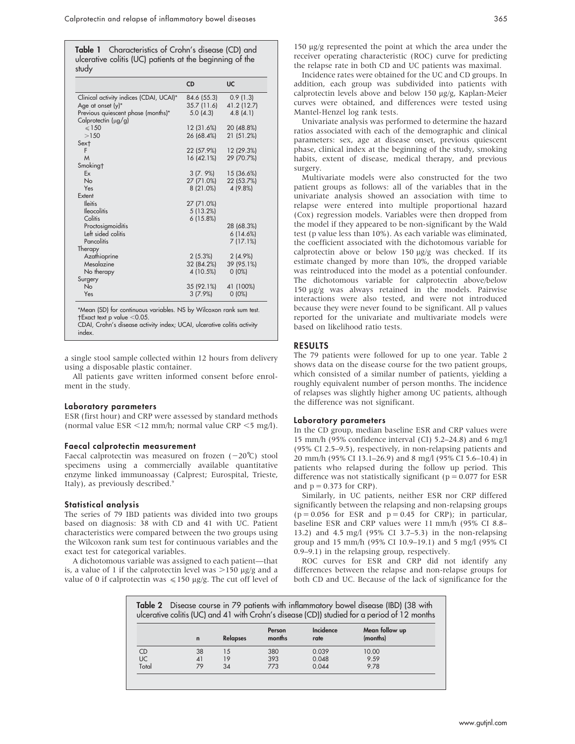**Table 1** Characteristics of Crohn's disease (CD) and ulcerative colitis (UC) patients at the beginning of the study

| | CD | UC |
|---|---|---|
| Clinical activity indices (CDAI, UCAI)* | 84.6 (55.3) | 0.9 (1.3) |
| Age at onset (y)* | 35.7 (11.6) | 41.2 (12.7) |
| Previous quiescent phase (months)* | 5.0 (4.3) | 4.8 (4.1) |
| Calprotectin (µg/g) | | |
| ⩽150 | 12 (31.6%) | 20 (48.8%) |
| >150 | 26 (68.4%) | 21 (51.2%) |
| Sex† | | |
| F | 22 (57.9%) | 12 (29.3%) |
| M | 16 (42.1%) | 29 (70.7%) |
| Smoking† | | |
| Ex | 3 (7. 9%) | 15 (36.6%) |
| No | 27 (71.0%) | 22 (53.7%) |
| Yes | 8 (21.0%) | 4 (9.8%) |
| Extent | | |
| Ileitis | 27 (71.0%) | |
| Ileocolitis | 5 (13.2%) | |
| Colitis | 6 (15.8%) | |
| Proctosigmoiditis | | 28 (68.3%) |
| Left sided colitis | | 6 (14.6%) |
| Pancolitis | | 7 (17.1%) |
| Therapy | | |
| Azathioprine | 2 (5.3%) | 2 (4.9%) |
| Mesalazine | 32 (84.2%) | 39 (95.1%) |
| No therapy | 4 (10.5%) | 0 (0%) |
| Surgery | | |
| No | 35 (92.1%) | 41 (100%) |
| Yes | 3 (7.9%) | 0 (0%) |

*Mean (SD) for continuous variables. NS by Wilcoxon rank sum test.
†Exact text p value <0.05.
CDAI, Crohn's disease activity index; UCAI, ulcerative colitis activity index.

a single stool sample collected within 12 hours from delivery using a disposable plastic container.

All patients gave written informed consent before enrolment in the study.

### Laboratory parameters

ESR (first hour) and CRP were assessed by standard methods (normal value ESR <12 mm/h; normal value CRP <5 mg/l).

### Faecal calprotectin measurement

Faecal calprotectin was measured on frozen (−20°C) stool specimens using a commercially available quantitative enzyme linked immunoassay (Calprest; Eurospital, Trieste, Italy), as previously described.[9]

### Statistical analysis

The series of 79 IBD patients was divided into two groups based on diagnosis: 38 with CD and 41 with UC. Patient characteristics were compared between the two groups using the Wilcoxon rank sum test for continuous variables and the exact test for categorical variables.

A dichotomous variable was assigned to each patient—that is, a value of 1 if the calprotectin level was >150 µg/g and a value of 0 if calprotectin was ⩽150 µg/g. The cut off level of 150 µg/g represented the point at which the area under the receiver operating characteristic (ROC) curve for predicting the relapse rate in both CD and UC patients was maximal.

Incidence rates were obtained for the UC and CD groups. In addition, each group was subdivided into patients with calprotectin levels above and below 150 µg/g, Kaplan-Meier curves were obtained, and differences were tested using Mantel-Henzel log rank tests.

Univariate analysis was performed to determine the hazard ratios associated with each of the demographic and clinical parameters: sex, age at disease onset, previous quiescent phase, clinical index at the beginning of the study, smoking habits, extent of disease, medical therapy, and previous surgery.

Multivariate models were also constructed for the two patient groups as follows: all of the variables that in the univariate analysis showed an association with time to relapse were entered into multiple proportional hazard (Cox) regression models. Variables were then dropped from the model if they appeared to be non-significant by the Wald test (p value less than 10%). As each variable was eliminated, the coefficient associated with the dichotomous variable for calprotectin above or below 150 µg/g was checked. If its estimate changed by more than 10%, the dropped variable was reintroduced into the model as a potential confounder. The dichotomous variable for calprotectin above/below 150 µg/g was always retained in the models. Pairwise interactions were also tested, and were not introduced because they were never found to be significant. All p values reported for the univariate and multivariate models were based on likelihood ratio tests.

## RESULTS

The 79 patients were followed for up to one year. Table 2 shows data on the disease course for the two patient groups, which consisted of a similar number of patients, yielding a roughly equivalent number of person months. The incidence of relapses was slightly higher among UC patients, although the difference was not significant.

### Laboratory parameters

In the CD group, median baseline ESR and CRP values were 15 mm/h (95% confidence interval (CI) 5.2–24.8) and 6 mg/l (95% CI 2.5–9.5), respectively, in non-relapsing patients and 20 mm/h (95% CI 13.1–26.9) and 8 mg/l (95% CI 5.6–10.4) in patients who relapsed during the follow up period. This difference was not statistically significant (p = 0.077 for ESR and p = 0.373 for CRP).

Similarly, in UC patients, neither ESR nor CRP differed significantly between the relapsing and non-relapsing groups (p = 0.056 for ESR and p = 0.45 for CRP); in particular, baseline ESR and CRP values were 11 mm/h (95% CI 8.8–13.2) and 4.5 mg/l (95% CI 3.7–5.3) in the non-relapsing group and 15 mm/h (95% CI 10.9–19.1) and 5 mg/l (95% CI 0.9–9.1) in the relapsing group, respectively.

ROC curves for ESR and CRP did not identify any differences between the relapse and non-relapse groups for both CD and UC. Because of the lack of significance for the

**Table 2** Disease course in 79 patients with inflammatory bowel disease (IBD) (38 with ulcerative colitis (UC) and 41 with Crohn's disease (CD)) studied for a period of 12 months

| | n | Relapses | Person months | Incidence rate | Mean follow up (months) |
|---|---|---|---|---|---|
| CD | 38 | 15 | 380 | 0.039 | 10.00 |
| UC | 41 | 19 | 393 | 0.048 | 9.59 |
| Total | 79 | 34 | 773 | 0.044 | 9.78 |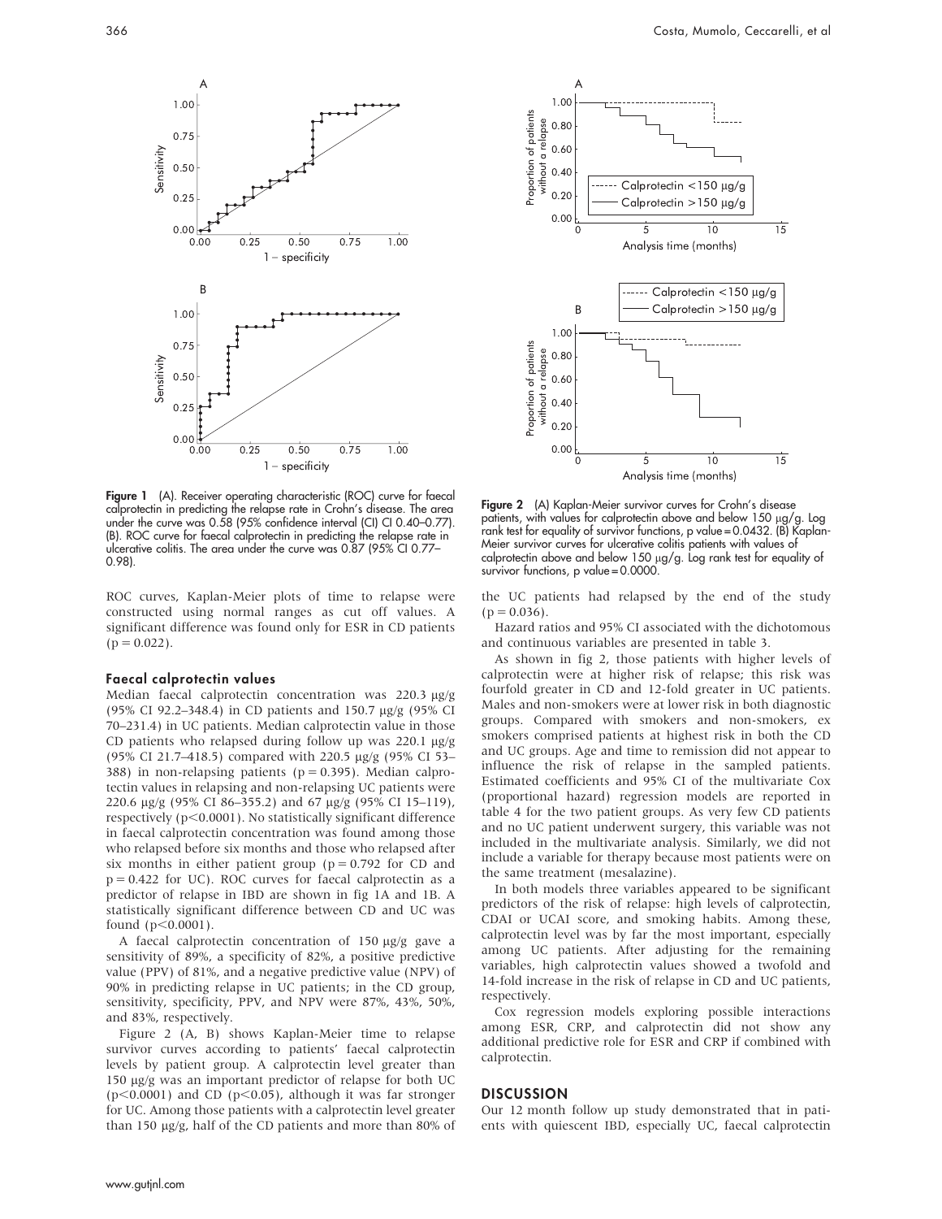Figure 1 (A). Receiver operating characteristic (ROC) curve for faecal calprotectin in predicting the relapse rate in Crohn's disease. The area under the curve was 0.58 (95% confidence interval (CI) CI 0.40–0.77). (B). ROC curve for faecal calprotectin in predicting the relapse rate in ulcerative colitis. The area under the curve was 0.87 (95% CI 0.77–0.98).

Figure 2 (A) Kaplan-Meier survivor curves for Crohn's disease patients, with values for calprotectin above and below 150 µg/g. Log rank test for equality of survivor functions, p value = 0.0432. (B) Kaplan-Meier survivor curves for ulcerative colitis patients with values of calprotectin above and below 150 µg/g. Log rank test for equality of survivor functions, p value = 0.0000.

ROC curves, Kaplan-Meier plots of time to relapse were constructed using normal ranges as cut off values. A significant difference was found only for ESR in CD patients ($p = 0.022$).

### Faecal calprotectin values

Median faecal calprotectin concentration was 220.3 µg/g (95% CI 92.2–348.4) in CD patients and 150.7 µg/g (95% CI 70–231.4) in UC patients. Median calprotectin value in those CD patients who relapsed during follow up was 220.1 µg/g (95% CI 21.7–418.5) compared with 220.5 µg/g (95% CI 53–388) in non-relapsing patients ($p = 0.395$). Median calprotectin values in relapsing and non-relapsing UC patients were 220.6 µg/g (95% CI 86–355.2) and 67 µg/g (95% CI 15–119), respectively ($p<0.0001$). No statistically significant difference in faecal calprotectin concentration was found among those who relapsed before six months and those who relapsed after six months in either patient group ($p = 0.792$ for CD and $p = 0.422$ for UC). ROC curves for faecal calprotectin as a predictor of relapse in IBD are shown in fig 1A and 1B. A statistically significant difference between CD and UC was found ($p<0.0001$).

A faecal calprotectin concentration of 150 µg/g gave a sensitivity of 89%, a specificity of 82%, a positive predictive value (PPV) of 81%, and a negative predictive value (NPV) of 90% in predicting relapse in UC patients; in the CD group, sensitivity, specificity, PPV, and NPV were 87%, 43%, 50%, and 83%, respectively.

Figure 2 (A, B) shows Kaplan-Meier time to relapse survivor curves according to patients' faecal calprotectin levels by patient group. A calprotectin level greater than 150 µg/g was an important predictor of relapse for both UC ($p<0.0001$) and CD ($p<0.05$), although it was far stronger for UC. Among those patients with a calprotectin level greater than 150 µg/g, half of the CD patients and more than 80% of the UC patients had relapsed by the end of the study ($p = 0.036$).

Hazard ratios and 95% CI associated with the dichotomous and continuous variables are presented in table 3.

As shown in fig 2, those patients with higher levels of calprotectin were at higher risk of relapse; this risk was fourfold greater in CD and 12-fold greater in UC patients. Males and non-smokers were at lower risk in both diagnostic groups. Compared with smokers and non-smokers, ex smokers comprised patients at highest risk in both the CD and UC groups. Age and time to remission did not appear to influence the risk of relapse in the sampled patients. Estimated coefficients and 95% CI of the multivariate Cox (proportional hazard) regression models are reported in table 4 for the two patient groups. As very few CD patients and no UC patient underwent surgery, this variable was not included in the multivariate analysis. Similarly, we did not include a variable for therapy because most patients were on the same treatment (mesalazine).

In both models three variables appeared to be significant predictors of the risk of relapse: high levels of calprotectin, CDAI or UCAI score, and smoking habits. Among these, calprotectin level was by far the most important, especially among UC patients. After adjusting for the remaining variables, high calprotectin values showed a twofold and 14-fold increase in the risk of relapse in CD and UC patients, respectively.

Cox regression models exploring possible interactions among ESR, CRP, and calprotectin did not show any additional predictive role for ESR and CRP if combined with calprotectin.

## DISCUSSION

Our 12 month follow up study demonstrated that in patients with quiescent IBD, especially UC, faecal calprotectin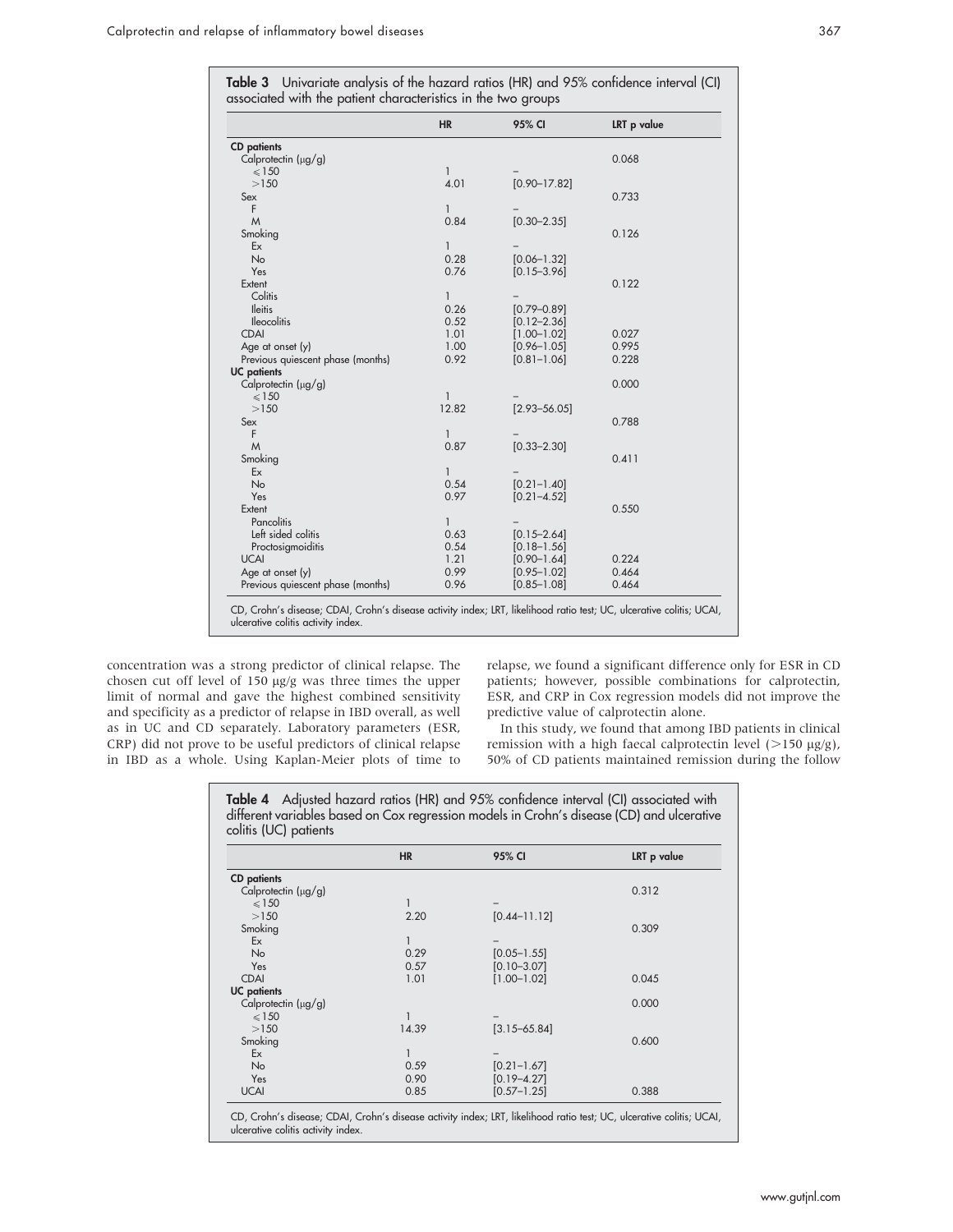**Table 3** Univariate analysis of the hazard ratios (HR) and 95% confidence interval (CI) associated with the patient characteristics in the two groups

| | HR | 95% CI | LRT p value |
|---|---|---|---|
| **CD patients** | | | |
| Calprotectin (µg/g) | | | 0.068 |
| ⩽150 | 1 | – | |
| >150 | 4.01 | [0.90–17.82] | |
| Sex | | | 0.733 |
| F | 1 | – | |
| M | 0.84 | [0.30–2.35] | |
| Smoking | | | 0.126 |
| Ex | 1 | – | |
| No | 0.28 | [0.06–1.32] | |
| Yes | 0.76 | [0.15–3.96] | |
| Extent | | | 0.122 |
| Colitis | 1 | – | |
| Ileitis | 0.26 | [0.79–0.89] | |
| Ileocolitis | 0.52 | [0.12–2.36] | |
| CDAI | 1.01 | [1.00–1.02] | 0.027 |
| Age at onset (y) | 1.00 | [0.96–1.05] | 0.995 |
| Previous quiescent phase (months) | 0.92 | [0.81–1.06] | 0.228 |
| **UC patients** | | | |
| Calprotectin (µg/g) | | | 0.000 |
| ⩽150 | 1 | – | |
| >150 | 12.82 | [2.93–56.05] | |
| Sex | | | 0.788 |
| F | 1 | – | |
| M | 0.87 | [0.33–2.30] | |
| Smoking | | | 0.411 |
| Ex | 1 | – | |
| No | 0.54 | [0.21–1.40] | |
| Yes | 0.97 | [0.21–4.52] | |
| Extent | | | 0.550 |
| Pancolitis | 1 | – | |
| Left sided colitis | 0.63 | [0.15–2.64] | |
| Proctosigmoiditis | 0.54 | [0.18–1.56] | |
| UCAI | 1.21 | [0.90–1.64] | 0.224 |
| Age at onset (y) | 0.99 | [0.95–1.02] | 0.464 |
| Previous quiescent phase (months) | 0.96 | [0.85–1.08] | 0.464 |

CD, Crohn's disease; CDAI, Crohn's disease activity index; LRT, likelihood ratio test; UC, ulcerative colitis; UCAI, ulcerative colitis activity index.

concentration was a strong predictor of clinical relapse. The chosen cut off level of 150 µg/g was three times the upper limit of normal and gave the highest combined sensitivity and specificity as a predictor of relapse in IBD overall, as well as in UC and CD separately. Laboratory parameters (ESR, CRP) did not prove to be useful predictors of clinical relapse in IBD as a whole. Using Kaplan-Meier plots of time to relapse, we found a significant difference only for ESR in CD patients; however, possible combinations for calprotectin, ESR, and CRP in Cox regression models did not improve the predictive value of calprotectin alone.

In this study, we found that among IBD patients in clinical remission with a high faecal calprotectin level (>150 µg/g), 50% of CD patients maintained remission during the follow

**Table 4** Adjusted hazard ratios (HR) and 95% confidence interval (CI) associated with different variables based on Cox regression models in Crohn's disease (CD) and ulcerative colitis (UC) patients

| | HR | 95% CI | LRT p value |
|---|---|---|---|
| **CD patients** | | | |
| Calprotectin (µg/g) | | | 0.312 |
| ⩽150 | 1 | – | |
| >150 | 2.20 | [0.44–11.12] | |
| Smoking | | | 0.309 |
| Ex | 1 | – | |
| No | 0.29 | [0.05–1.55] | |
| Yes | 0.57 | [0.10–3.07] | |
| CDAI | 1.01 | [1.00–1.02] | 0.045 |
| **UC patients** | | | |
| Calprotectin (µg/g) | | | 0.000 |
| ⩽150 | 1 | – | |
| >150 | 14.39 | [3.15–65.84] | |
| Smoking | | | 0.600 |
| Ex | 1 | – | |
| No | 0.59 | [0.21–1.67] | |
| Yes | 0.90 | [0.19–4.27] | |
| UCAI | 0.85 | [0.57–1.25] | 0.388 |

CD, Crohn's disease; CDAI, Crohn's disease activity index; LRT, likelihood ratio test; UC, ulcerative colitis; UCAI, ulcerative colitis activity index.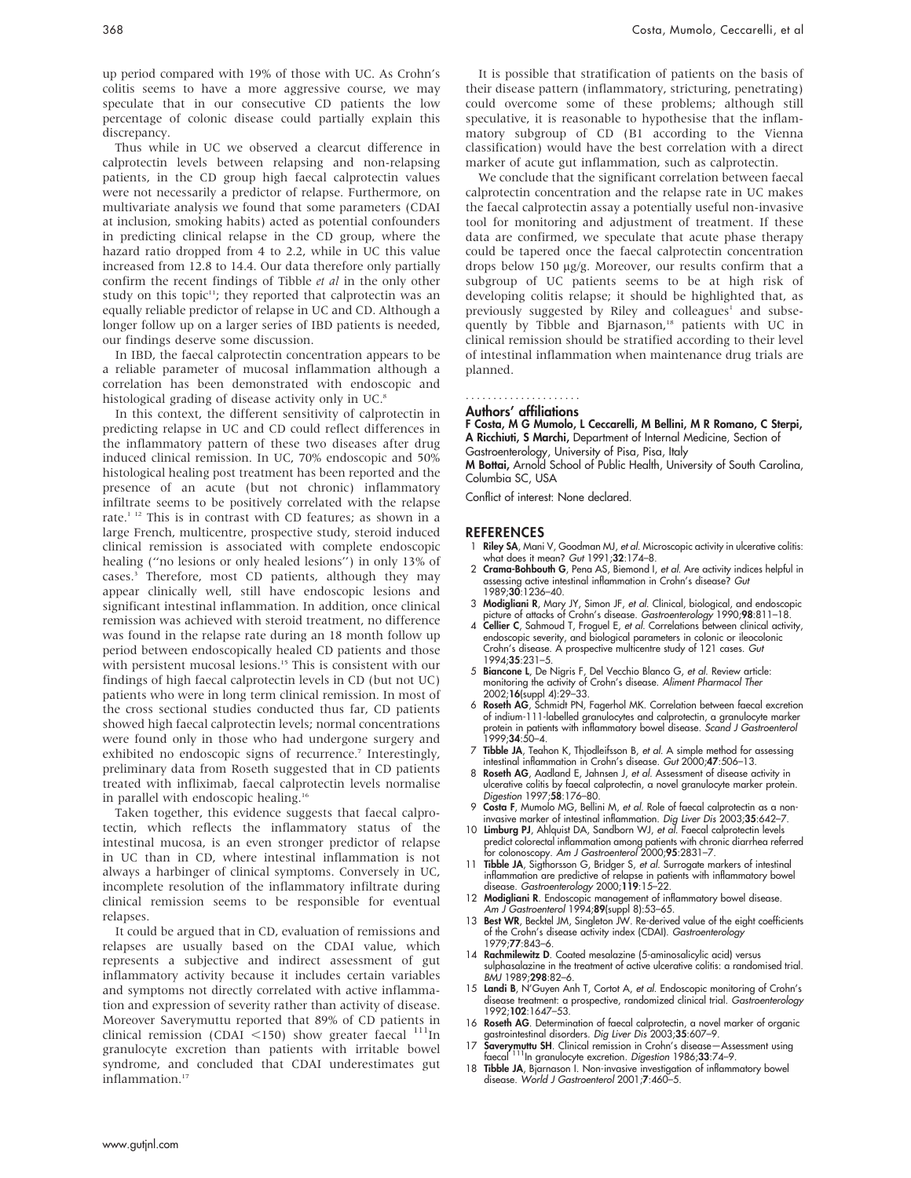up period compared with 19% of those with UC. As Crohn's colitis seems to have a more aggressive course, we may speculate that in our consecutive CD patients the low percentage of colonic disease could partially explain this discrepancy.

Thus while in UC we observed a clearcut difference in calprotectin levels between relapsing and non-relapsing patients, in the CD group high faecal calprotectin values were not necessarily a predictor of relapse. Furthermore, on multivariate analysis we found that some parameters (CDAI at inclusion, smoking habits) acted as potential confounders in predicting clinical relapse in the CD group, where the hazard ratio dropped from 4 to 2.2, while in UC this value increased from 12.8 to 14.4. Our data therefore only partially confirm the recent findings of Tibble *et al* in the only other study on this topic[11]; they reported that calprotectin was an equally reliable predictor of relapse in UC and CD. Although a longer follow up on a larger series of IBD patients is needed, our findings deserve some discussion.

In IBD, the faecal calprotectin concentration appears to be a reliable parameter of mucosal inflammation although a correlation has been demonstrated with endoscopic and histological grading of disease activity only in UC.[8]

In this context, the different sensitivity of calprotectin in predicting relapse in UC and CD could reflect differences in the inflammatory pattern of these two diseases after drug induced clinical remission. In UC, 70% endoscopic and 50% histological healing post treatment has been reported and the presence of an acute (but not chronic) inflammatory infiltrate seems to be positively correlated with the relapse rate.[1 12] This is in contrast with CD features; as shown in a large French, multicentre, prospective study, steroid induced clinical remission is associated with complete endoscopic healing ("no lesions or only healed lesions") in only 13% of cases.[3] Therefore, most CD patients, although they may appear clinically well, still have endoscopic lesions and significant intestinal inflammation. In addition, once clinical remission was achieved with steroid treatment, no difference was found in the relapse rate during an 18 month follow up period between endoscopically healed CD patients and those with persistent mucosal lesions.[15] This is consistent with our findings of high faecal calprotectin levels in CD (but not UC) patients who were in long term clinical remission. In most of the cross sectional studies conducted thus far, CD patients showed high faecal calprotectin levels; normal concentrations were found only in those who had undergone surgery and exhibited no endoscopic signs of recurrence.[7] Interestingly, preliminary data from Roseth suggested that in CD patients treated with infliximab, faecal calprotectin levels normalise in parallel with endoscopic healing.[16]

Taken together, this evidence suggests that faecal calprotectin, which reflects the inflammatory status of the intestinal mucosa, is an even stronger predictor of relapse in UC than in CD, where intestinal inflammation is not always a harbinger of clinical symptoms. Conversely in UC, incomplete resolution of the inflammatory infiltrate during clinical remission seems to be responsible for eventual relapses.

It could be argued that in CD, evaluation of remissions and relapses are usually based on the CDAI value, which represents a subjective and indirect assessment of gut inflammatory activity because it includes certain variables and symptoms not directly correlated with active inflammation and expression of severity rather than activity of disease. Moreover Saverymuttu reported that 89% of CD patients in clinical remission (CDAI $<150$) show greater faecal $^{111}$In granulocyte excretion than patients with irritable bowel syndrome, and concluded that CDAI underestimates gut inflammation.[17]

It is possible that stratification of patients on the basis of their disease pattern (inflammatory, stricturing, penetrating) could overcome some of these problems; although still speculative, it is reasonable to hypothesise that the inflammatory subgroup of CD (B1 according to the Vienna classification) would have the best correlation with a direct marker of acute gut inflammation, such as calprotectin.

We conclude that the significant correlation between faecal calprotectin concentration and the relapse rate in UC makes the faecal calprotectin assay a potentially useful non-invasive tool for monitoring and adjustment of treatment. If these data are confirmed, we speculate that acute phase therapy could be tapered once the faecal calprotectin concentration drops below 150 μg/g. Moreover, our results confirm that a subgroup of UC patients seems to be at high risk of developing colitis relapse; it should be highlighted that, as previously suggested by Riley and colleagues[1] and subsequently by Tibble and Bjarnason,[18] patients with UC in clinical remission should be stratified according to their level of intestinal inflammation when maintenance drug trials are planned.

### Authors' affiliations

**F Costa, M G Mumolo, L Ceccarelli, M Bellini, M R Romano, C Sterpi, A Ricchiuti, S Marchi,** Department of Internal Medicine, Section of Gastroenterology, University of Pisa, Pisa, Italy

**M Bottai,** Arnold School of Public Health, University of South Carolina, Columbia SC, USA

Conflict of interest: None declared.

## REFERENCES

1. **Riley SA**, Mani V, Goodman MJ, *et al*. Microscopic activity in ulcerative colitis: what does it mean? *Gut* 1991;**32**:174–8.
2. **Crama-Bohbouth G**, Pena AS, Biemond I, *et al*. Are activity indices helpful in assessing active intestinal inflammation in Crohn's disease? *Gut* 1989;**30**:1236–40.
3. **Modigliani R**, Mary JY, Simon JF, *et al*. Clinical, biological, and endoscopic picture of attacks of Crohn's disease. *Gastroenterology* 1990;**98**:811–18.
4. **Cellier C**, Sahmoud T, Froguel E, *et al*. Correlations between clinical activity, endoscopic severity, and biological parameters in colonic or ileocolonic Crohn's disease. A prospective multicentre study of 121 cases. *Gut* 1994;**35**:231–5.
5. **Biancone L**, De Nigris F, Del Vecchio Blanco G, *et al*. Review article: monitoring the activity of Crohn's disease. *Aliment Pharmacol Ther* 2002;**16**(suppl 4):29–33.
6. **Roseth AG**, Schmidt PN, Fagerhol MK. Correlation between faecal excretion of indium-111-labelled granulocytes and calprotectin, a granulocyte marker protein in patients with inflammatory bowel disease. *Scand J Gastroenterol* 1999;**34**:50–4.
7. **Tibble JA**, Teahon K, Thjodleifsson B, *et al*. A simple method for assessing intestinal inflammation in Crohn's disease. *Gut* 2000;**47**:506–13.
8. **Roseth AG**, Aadland E, Jahnsen J, *et al*. Assessment of disease activity in ulcerative colitis by faecal calprotectin, a novel granulocyte marker protein. *Digestion* 1997;**58**:176–80.
9. **Costa F**, Mumolo MG, Bellini M, *et al*. Role of faecal calprotectin as a non-invasive marker of intestinal inflammation. *Dig Liver Dis* 2003;**35**:642–7.
10. **Limburg PJ**, Ahlquist DA, Sandborn WJ, *et al*. Faecal calprotectin levels predict colorectal inflammation among patients with chronic diarrhea referred for colonoscopy. *Am J Gastroenterol* 2000;**95**:2831–7.
11. **Tibble JA**, Sigthorsson G, Bridger S, *et al*. Surrogate markers of intestinal inflammation are predictive of relapse in patients with inflammatory bowel disease. *Gastroenterology* 2000;**119**:15–22.
12. **Modigliani R**. Endoscopic management of inflammatory bowel disease. *Am J Gastroenterol* 1994;**89**(suppl 8):53–65.
13. **Best WR**, Becktel JM, Singleton JW. Re-derived value of the eight coefficients of the Crohn's disease activity index (CDAI). *Gastroenterology* 1979;**77**:843–6.
14. **Rachmilewitz D**. Coated mesalazine (5-aminosalicylic acid) versus sulphasalazine in the treatment of active ulcerative colitis: a randomised trial. *BMJ* 1989;**298**:82–6.
15. **Landi B**, N'Guyen Anh T, Cortot A, *et al*. Endoscopic monitoring of Crohn's disease treatment: a prospective, randomized clinical trial. *Gastroenterology* 1992;**102**:1647–53.
16. **Roseth AG**. Determination of faecal calprotectin, a novel marker of organic gastrointestinal disorders. *Dig Liver Dis* 2003;**35**:607–9.
17. **Saverymuttu SH**. Clinical remission in Crohn's disease—Assessment using faecal $^{111}$In granulocyte excretion. *Digestion* 1986;**33**:74–9.
18. **Tibble JA**, Bjarnason I. Non-invasive investigation of inflammatory bowel disease. *World J Gastroenterol* 2001;**7**:460–5.